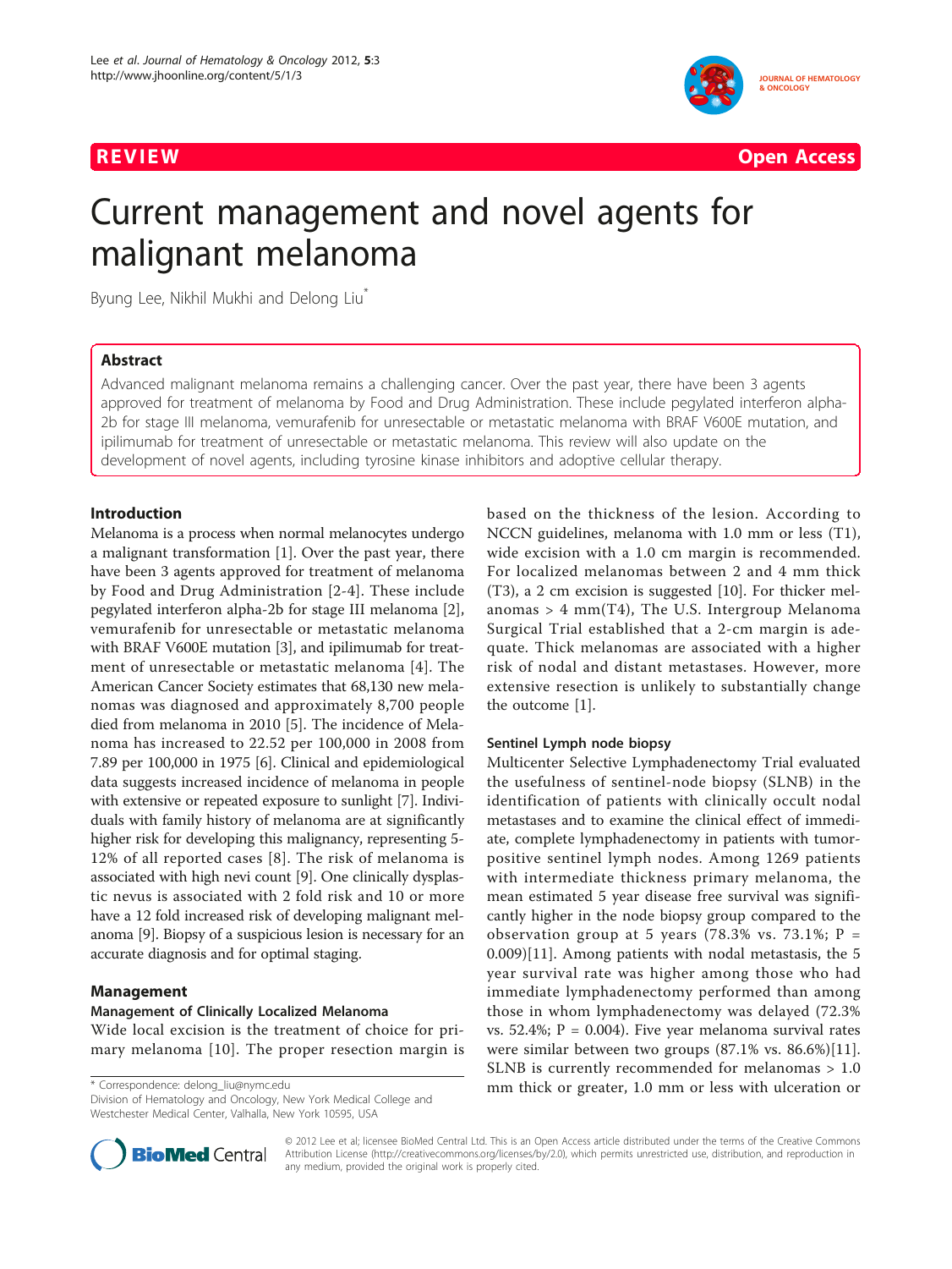REVIEW Open Access

# Current management and novel agents for malignant melanoma

Byung Lee, Nikhil Mukhi and Delong Liu*

## Abstract

Advanced malignant melanoma remains a challenging cancer. Over the past year, there have been 3 agents approved for treatment of melanoma by Food and Drug Administration. These include pegylated interferon alpha-2b for stage III melanoma, vemurafenib for unresectable or metastatic melanoma with BRAF V600E mutation, and ipilimumab for treatment of unresectable or metastatic melanoma. This review will also update on the development of novel agents, including tyrosine kinase inhibitors and adoptive cellular therapy.

## Introduction

Melanoma is a process when normal melanocytes undergo a malignant transformation [1]. Over the past year, there have been 3 agents approved for treatment of melanoma by Food and Drug Administration [2-4]. These include pegylated interferon alpha-2b for stage III melanoma [2], vemurafenib for unresectable or metastatic melanoma with BRAF V600E mutation [3], and ipilimumab for treatment of unresectable or metastatic melanoma [4]. The American Cancer Society estimates that 68,130 new melanomas was diagnosed and approximately 8,700 people died from melanoma in 2010 [5]. The incidence of Melanoma has increased to 22.52 per 100,000 in 2008 from 7.89 per 100,000 in 1975 [6]. Clinical and epidemiological data suggests increased incidence of melanoma in people with extensive or repeated exposure to sunlight [7]. Individuals with family history of melanoma are at significantly higher risk for developing this malignancy, representing 5-12% of all reported cases [8]. The risk of melanoma is associated with high nevi count [9]. One clinically dysplastic nevus is associated with 2 fold risk and 10 or more have a 12 fold increased risk of developing malignant melanoma [9]. Biopsy of a suspicious lesion is necessary for an accurate diagnosis and for optimal staging.

## Management

### Management of Clinically Localized Melanoma

Wide local excision is the treatment of choice for primary melanoma [10]. The proper resection margin is based on the thickness of the lesion. According to NCCN guidelines, melanoma with 1.0 mm or less (T1), wide excision with a 1.0 cm margin is recommended. For localized melanomas between 2 and 4 mm thick (T3), a 2 cm excision is suggested [10]. For thicker melanomas > 4 mm(T4), The U.S. Intergroup Melanoma Surgical Trial established that a 2-cm margin is adequate. Thick melanomas are associated with a higher risk of nodal and distant metastases. However, more extensive resection is unlikely to substantially change the outcome [1].

### Sentinel Lymph node biopsy

Multicenter Selective Lymphadenectomy Trial evaluated the usefulness of sentinel-node biopsy (SLNB) in the identification of patients with clinically occult nodal metastases and to examine the clinical effect of immediate, complete lymphadenectomy in patients with tumor-positive sentinel lymph nodes. Among 1269 patients with intermediate thickness primary melanoma, the mean estimated 5 year disease free survival was significantly higher in the node biopsy group compared to the observation group at 5 years (78.3% vs. 73.1%; P = 0.009)[11]. Among patients with nodal metastasis, the 5 year survival rate was higher among those who had immediate lymphadenectomy performed than among those in whom lymphadenectomy was delayed (72.3% vs. 52.4%; P = 0.004). Five year melanoma survival rates were similar between two groups (87.1% vs. 86.6%)[11]. SLNB is currently recommended for melanomas > 1.0 mm thick or greater, 1.0 mm or less with ulceration or

* Correspondence: delong_liu@nymc.edu
Division of Hematology and Oncology, New York Medical College and Westchester Medical Center, Valhalla, New York 10595, USA

© 2012 Lee et al; licensee BioMed Central Ltd. This is an Open Access article distributed under the terms of the Creative Commons Attribution License (http://creativecommons.org/licenses/by/2.0), which permits unrestricted use, distribution, and reproduction in any medium, provided the original work is properly cited.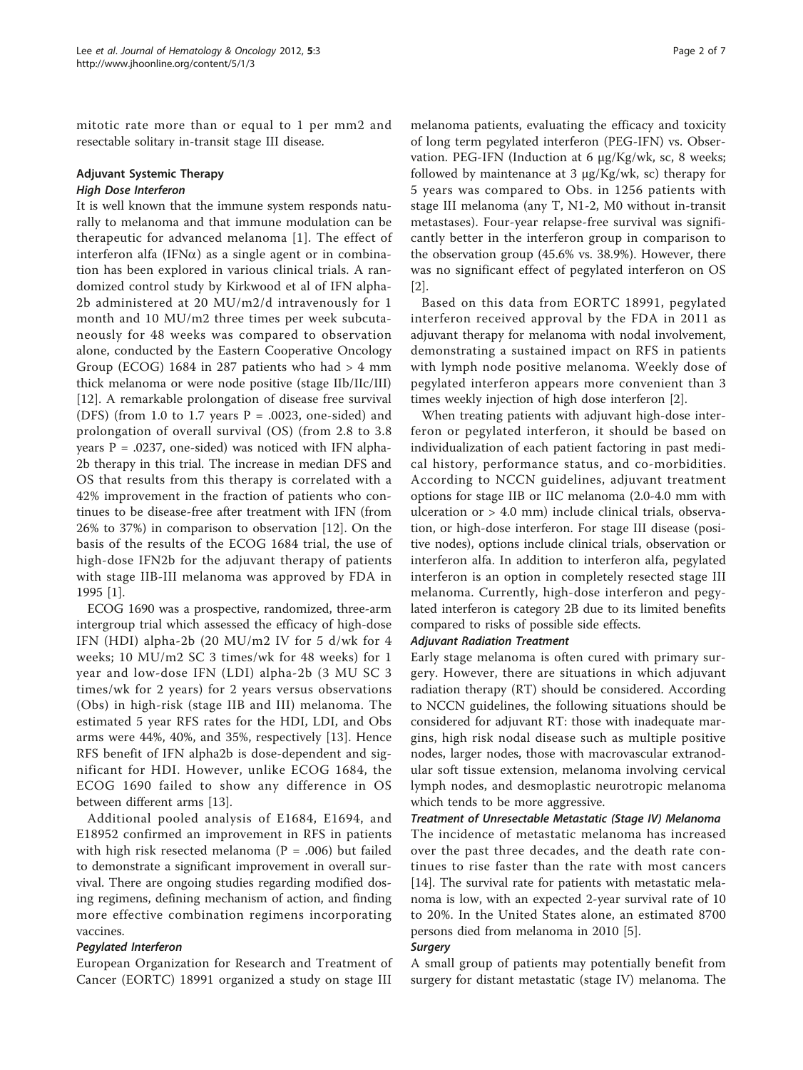mitotic rate more than or equal to 1 per mm2 and resectable solitary in-transit stage III disease.

## Adjuvant Systemic Therapy

### High Dose Interferon

It is well known that the immune system responds naturally to melanoma and that immune modulation can be therapeutic for advanced melanoma [1]. The effect of interferon alfa (IFN$\alpha$) as a single agent or in combination has been explored in various clinical trials. A randomized control study by Kirkwood et al of IFN alpha-2b administered at 20 MU/m2/d intravenously for 1 month and 10 MU/m2 three times per week subcutaneously for 48 weeks was compared to observation alone, conducted by the Eastern Cooperative Oncology Group (ECOG) 1684 in 287 patients who had > 4 mm thick melanoma or were node positive (stage IIb/IIc/III) [12]. A remarkable prolongation of disease free survival (DFS) (from 1.0 to 1.7 years P = .0023, one-sided) and prolongation of overall survival (OS) (from 2.8 to 3.8 years P = .0237, one-sided) was noticed with IFN alpha-2b therapy in this trial. The increase in median DFS and OS that results from this therapy is correlated with a 42% improvement in the fraction of patients who continues to be disease-free after treatment with IFN (from 26% to 37%) in comparison to observation [12]. On the basis of the results of the ECOG 1684 trial, the use of high-dose IFN2b for the adjuvant therapy of patients with stage IIB-III melanoma was approved by FDA in 1995 [1].

ECOG 1690 was a prospective, randomized, three-arm intergroup trial which assessed the efficacy of high-dose IFN (HDI) alpha-2b (20 MU/m2 IV for 5 d/wk for 4 weeks; 10 MU/m2 SC 3 times/wk for 48 weeks) for 1 year and low-dose IFN (LDI) alpha-2b (3 MU SC 3 times/wk for 2 years) for 2 years versus observations (Obs) in high-risk (stage IIB and III) melanoma. The estimated 5 year RFS rates for the HDI, LDI, and Obs arms were 44%, 40%, and 35%, respectively [13]. Hence RFS benefit of IFN alpha2b is dose-dependent and significant for HDI. However, unlike ECOG 1684, the ECOG 1690 failed to show any difference in OS between different arms [13].

Additional pooled analysis of E1684, E1694, and E18952 confirmed an improvement in RFS in patients with high risk resected melanoma (P = .006) but failed to demonstrate a significant improvement in overall survival. There are ongoing studies regarding modified dosing regimens, defining mechanism of action, and finding more effective combination regimens incorporating vaccines.

### Pegylated Interferon

European Organization for Research and Treatment of Cancer (EORTC) 18991 organized a study on stage III melanoma patients, evaluating the efficacy and toxicity of long term pegylated interferon (PEG-IFN) vs. Observation. PEG-IFN (Induction at 6 μg/Kg/wk, sc, 8 weeks; followed by maintenance at 3 μg/Kg/wk, sc) therapy for 5 years was compared to Obs. in 1256 patients with stage III melanoma (any T, N1-2, M0 without in-transit metastases). Four-year relapse-free survival was significantly better in the interferon group in comparison to the observation group (45.6% vs. 38.9%). However, there was no significant effect of pegylated interferon on OS [2].

Based on this data from EORTC 18991, pegylated interferon received approval by the FDA in 2011 as adjuvant therapy for melanoma with nodal involvement, demonstrating a sustained impact on RFS in patients with lymph node positive melanoma. Weekly dose of pegylated interferon appears more convenient than 3 times weekly injection of high dose interferon [2].

When treating patients with adjuvant high-dose interferon or pegylated interferon, it should be based on individualization of each patient factoring in past medical history, performance status, and co-morbidities. According to NCCN guidelines, adjuvant treatment options for stage IIB or IIC melanoma (2.0-4.0 mm with ulceration or > 4.0 mm) include clinical trials, observation, or high-dose interferon. For stage III disease (positive nodes), options include clinical trials, observation or interferon alfa. In addition to interferon alfa, pegylated interferon is an option in completely resected stage III melanoma. Currently, high-dose interferon and pegylated interferon is category 2B due to its limited benefits compared to risks of possible side effects.

### Adjuvant Radiation Treatment

Early stage melanoma is often cured with primary surgery. However, there are situations in which adjuvant radiation therapy (RT) should be considered. According to NCCN guidelines, the following situations should be considered for adjuvant RT: those with inadequate margins, high risk nodal disease such as multiple positive nodes, larger nodes, those with macrovascular extranodular soft tissue extension, melanoma involving cervical lymph nodes, and desmoplastic neurotropic melanoma which tends to be more aggressive.

### Treatment of Unresectable Metastatic (Stage IV) Melanoma

The incidence of metastatic melanoma has increased over the past three decades, and the death rate continues to rise faster than the rate with most cancers [14]. The survival rate for patients with metastatic melanoma is low, with an expected 2-year survival rate of 10 to 20%. In the United States alone, an estimated 8700 persons died from melanoma in 2010 [5].

### Surgery

A small group of patients may potentially benefit from surgery for distant metastatic (stage IV) melanoma. The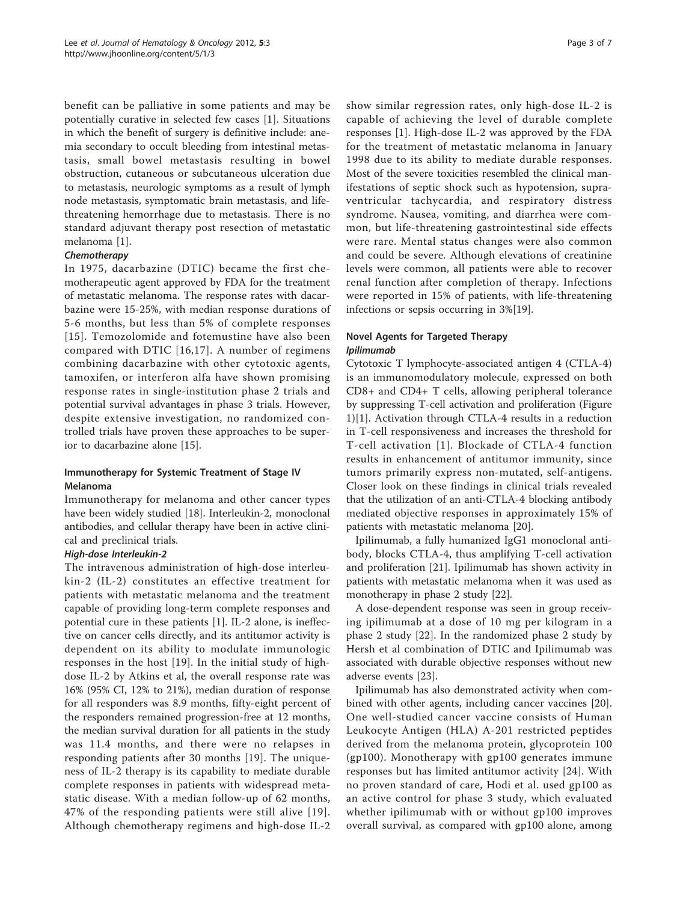benefit can be palliative in some patients and may be potentially curative in selected few cases [1]. Situations in which the benefit of surgery is definitive include: anemia secondary to occult bleeding from intestinal metastasis, small bowel metastasis resulting in bowel obstruction, cutaneous or subcutaneous ulceration due to metastasis, neurologic symptoms as a result of lymph node metastasis, symptomatic brain metastasis, and life-threatening hemorrhage due to metastasis. There is no standard adjuvant therapy post resection of metastatic melanoma [1].

#### *Chemotherapy*

In 1975, dacarbazine (DTIC) became the first chemotherapeutic agent approved by FDA for the treatment of metastatic melanoma. The response rates with dacarbazine were 15-25%, with median response durations of 5-6 months, but less than 5% of complete responses [15]. Temozolomide and fotemustine have also been compared with DTIC [16,17]. A number of regimens combining dacarbazine with other cytotoxic agents, tamoxifen, or interferon alfa have shown promising response rates in single-institution phase 2 trials and potential survival advantages in phase 3 trials. However, despite extensive investigation, no randomized controlled trials have proven these approaches to be superior to dacarbazine alone [15].

### Immunotherapy for Systemic Treatment of Stage IV Melanoma

Immunotherapy for melanoma and other cancer types have been widely studied [18]. Interleukin-2, monoclonal antibodies, and cellular therapy have been in active clinical and preclinical trials.

#### *High-dose Interleukin-2*

The intravenous administration of high-dose interleukin-2 (IL-2) constitutes an effective treatment for patients with metastatic melanoma and the treatment capable of providing long-term complete responses and potential cure in these patients [1]. IL-2 alone, is ineffective on cancer cells directly, and its antitumor activity is dependent on its ability to modulate immunologic responses in the host [19]. In the initial study of high-dose IL-2 by Atkins et al, the overall response rate was 16% (95% CI, 12% to 21%), median duration of response for all responders was 8.9 months, fifty-eight percent of the responders remained progression-free at 12 months, the median survival duration for all patients in the study was 11.4 months, and there were no relapses in responding patients after 30 months [19]. The uniqueness of IL-2 therapy is its capability to mediate durable complete responses in patients with widespread metastatic disease. With a median follow-up of 62 months, 47% of the responding patients were still alive [19]. Although chemotherapy regimens and high-dose IL-2 show similar regression rates, only high-dose IL-2 is capable of achieving the level of durable complete responses [1]. High-dose IL-2 was approved by the FDA for the treatment of metastatic melanoma in January 1998 due to its ability to mediate durable responses. Most of the severe toxicities resembled the clinical manifestations of septic shock such as hypotension, supraventricular tachycardia, and respiratory distress syndrome. Nausea, vomiting, and diarrhea were common, but life-threatening gastrointestinal side effects were rare. Mental status changes were also common and could be severe. Although elevations of creatinine levels were common, all patients were able to recover renal function after completion of therapy. Infections were reported in 15% of patients, with life-threatening infections or sepsis occurring in 3%[19].

### Novel Agents for Targeted Therapy

#### *Ipilimumab*

Cytotoxic T lymphocyte-associated antigen 4 (CTLA-4) is an immunomodulatory molecule, expressed on both CD8+ and CD4+ T cells, allowing peripheral tolerance by suppressing T-cell activation and proliferation (Figure 1)[1]. Activation through CTLA-4 results in a reduction in T-cell responsiveness and increases the threshold for T-cell activation [1]. Blockade of CTLA-4 function results in enhancement of antitumor immunity, since tumors primarily express non-mutated, self-antigens. Closer look on these findings in clinical trials revealed that the utilization of an anti-CTLA-4 blocking antibody mediated objective responses in approximately 15% of patients with metastatic melanoma [20].

Ipilimumab, a fully humanized IgG1 monoclonal antibody, blocks CTLA-4, thus amplifying T-cell activation and proliferation [21]. Ipilimumab has shown activity in patients with metastatic melanoma when it was used as monotherapy in phase 2 study [22].

A dose-dependent response was seen in group receiving ipilimumab at a dose of 10 mg per kilogram in a phase 2 study [22]. In the randomized phase 2 study by Hersh et al combination of DTIC and Ipilimumab was associated with durable objective responses without new adverse events [23].

Ipilimumab has also demonstrated activity when combined with other agents, including cancer vaccines [20]. One well-studied cancer vaccine consists of Human Leukocyte Antigen (HLA) A-201 restricted peptides derived from the melanoma protein, glycoprotein 100 (gp100). Monotherapy with gp100 generates immune responses but has limited antitumor activity [24]. With no proven standard of care, Hodi et al. used gp100 as an active control for phase 3 study, which evaluated whether ipilimumab with or without gp100 improves overall survival, as compared with gp100 alone, among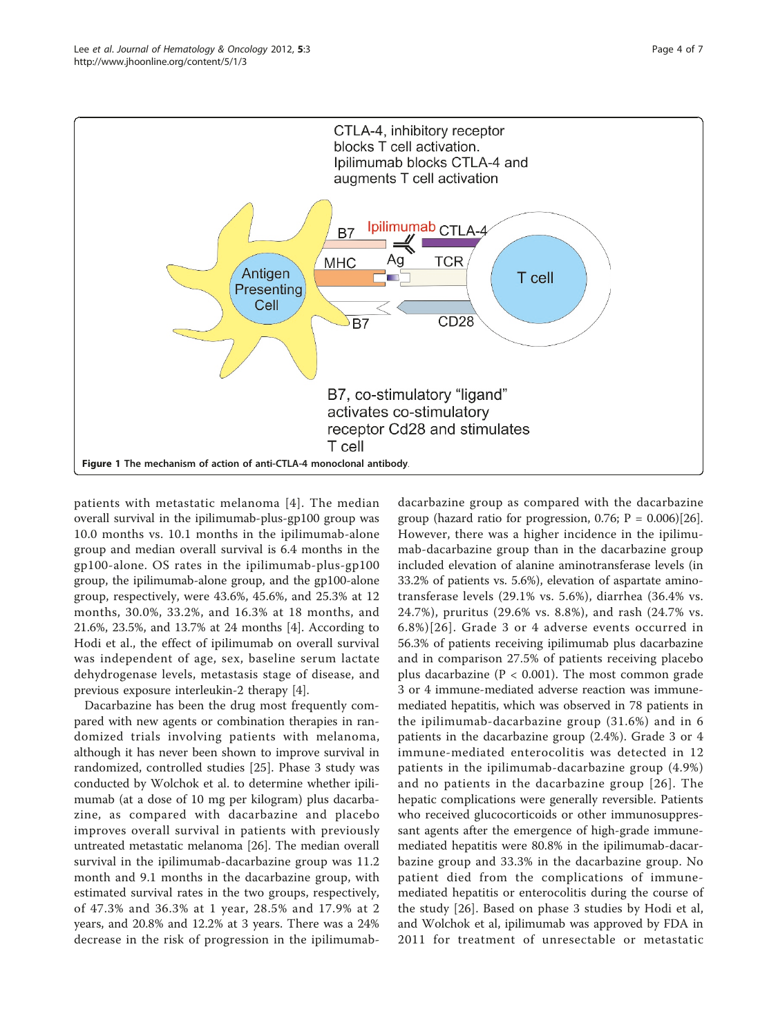CTLA-4, inhibitory receptor blocks T cell activation. Ipilimumab blocks CTLA-4 and augments T cell activation

B7, co-stimulatory "ligand" activates co-stimulatory receptor Cd28 and stimulates T cell

**Figure 1 The mechanism of action of anti-CTLA-4 monoclonal antibody**.

patients with metastatic melanoma [4]. The median overall survival in the ipilimumab-plus-gp100 group was 10.0 months vs. 10.1 months in the ipilimumab-alone group and median overall survival is 6.4 months in the gp100-alone. OS rates in the ipilimumab-plus-gp100 group, the ipilimumab-alone group, and the gp100-alone group, respectively, were 43.6%, 45.6%, and 25.3% at 12 months, 30.0%, 33.2%, and 16.3% at 18 months, and 21.6%, 23.5%, and 13.7% at 24 months [4]. According to Hodi et al., the effect of ipilimumab on overall survival was independent of age, sex, baseline serum lactate dehydrogenase levels, metastasis stage of disease, and previous exposure interleukin-2 therapy [4].

Dacarbazine has been the drug most frequently compared with new agents or combination therapies in randomized trials involving patients with melanoma, although it has never been shown to improve survival in randomized, controlled studies [25]. Phase 3 study was conducted by Wolchok et al. to determine whether ipilimumab (at a dose of 10 mg per kilogram) plus dacarbazine, as compared with dacarbazine and placebo improves overall survival in patients with previously untreated metastatic melanoma [26]. The median overall survival in the ipilimumab-dacarbazine group was 11.2 month and 9.1 months in the dacarbazine group, with estimated survival rates in the two groups, respectively, of 47.3% and 36.3% at 1 year, 28.5% and 17.9% at 2 years, and 20.8% and 12.2% at 3 years. There was a 24% decrease in the risk of progression in the ipilimumab-dacarbazine group as compared with the dacarbazine group (hazard ratio for progression, 0.76; $P = 0.006$)[26]. However, there was a higher incidence in the ipilimumab-dacarbazine group than in the dacarbazine group included elevation of alanine aminotransferase levels (in 33.2% of patients vs. 5.6%), elevation of aspartate aminotransferase levels (29.1% vs. 5.6%), diarrhea (36.4% vs. 24.7%), pruritus (29.6% vs. 8.8%), and rash (24.7% vs. 6.8%)[26]. Grade 3 or 4 adverse events occurred in 56.3% of patients receiving ipilimumab plus dacarbazine and in comparison 27.5% of patients receiving placebo plus dacarbazine ($P < 0.001$). The most common grade 3 or 4 immune-mediated adverse reaction was immune-mediated hepatitis, which was observed in 78 patients in the ipilimumab-dacarbazine group (31.6%) and in 6 patients in the dacarbazine group (2.4%). Grade 3 or 4 immune-mediated enterocolitis was detected in 12 patients in the ipilimumab-dacarbazine group (4.9%) and no patients in the dacarbazine group [26]. The hepatic complications were generally reversible. Patients who received glucocorticoids or other immunosuppressant agents after the emergence of high-grade immune-mediated hepatitis were 80.8% in the ipilimumab-dacarbazine group and 33.3% in the dacarbazine group. No patient died from the complications of immune-mediated hepatitis or enterocolitis during the course of the study [26]. Based on phase 3 studies by Hodi et al, and Wolchok et al, ipilimumab was approved by FDA in 2011 for treatment of unresectable or metastatic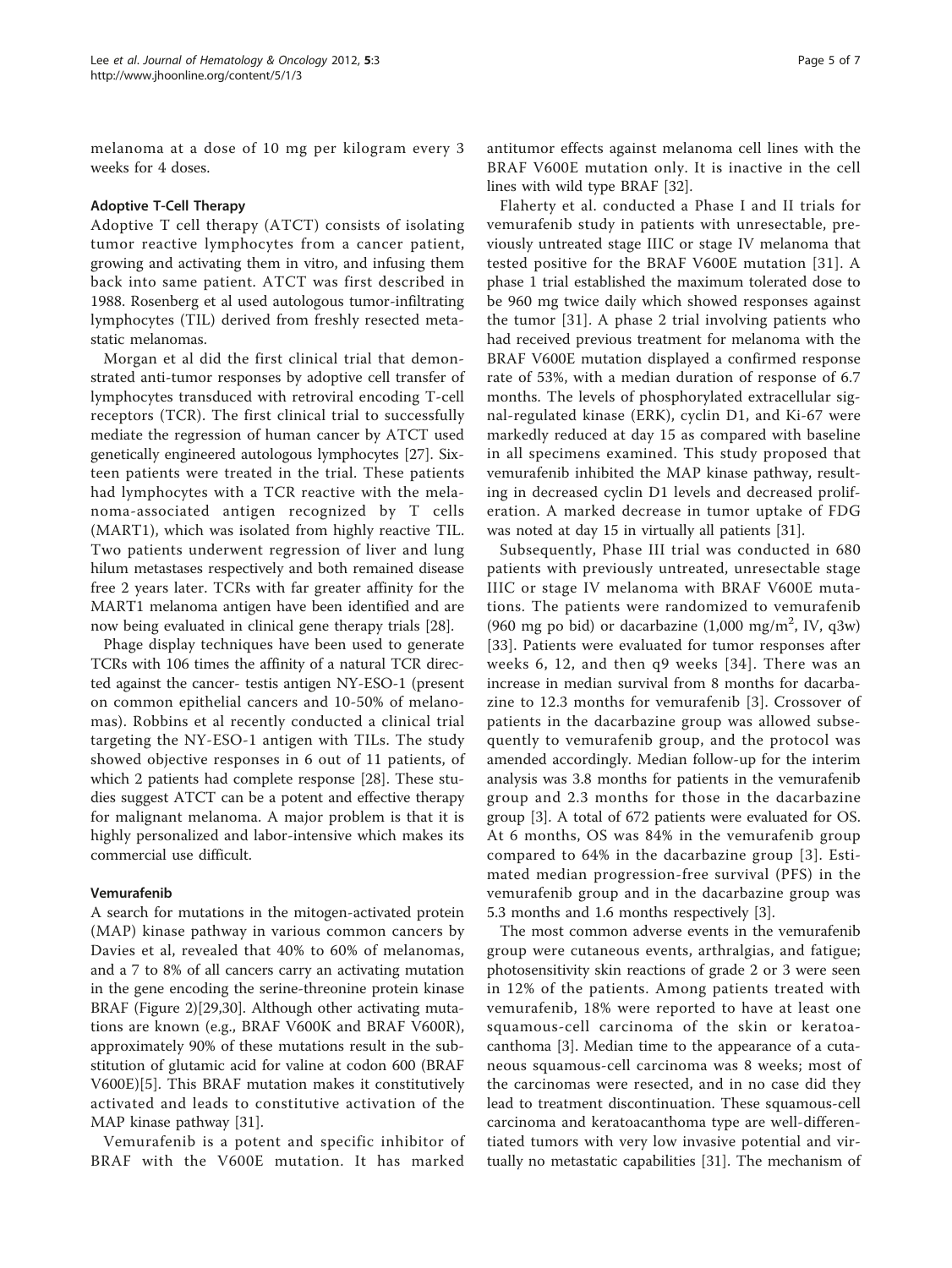melanoma at a dose of 10 mg per kilogram every 3 weeks for 4 doses.

### Adoptive T-Cell Therapy

Adoptive T cell therapy (ATCT) consists of isolating tumor reactive lymphocytes from a cancer patient, growing and activating them in vitro, and infusing them back into same patient. ATCT was first described in 1988. Rosenberg et al used autologous tumor-infiltrating lymphocytes (TIL) derived from freshly resected metastatic melanomas.

Morgan et al did the first clinical trial that demonstrated anti-tumor responses by adoptive cell transfer of lymphocytes transduced with retroviral encoding T-cell receptors (TCR). The first clinical trial to successfully mediate the regression of human cancer by ATCT used genetically engineered autologous lymphocytes [27]. Sixteen patients were treated in the trial. These patients had lymphocytes with a TCR reactive with the melanoma-associated antigen recognized by T cells (MART1), which was isolated from highly reactive TIL. Two patients underwent regression of liver and lung hilum metastases respectively and both remained disease free 2 years later. TCRs with far greater affinity for the MART1 melanoma antigen have been identified and are now being evaluated in clinical gene therapy trials [28].

Phage display techniques have been used to generate TCRs with 106 times the affinity of a natural TCR directed against the cancer- testis antigen NY-ESO-1 (present on common epithelial cancers and 10-50% of melanomas). Robbins et al recently conducted a clinical trial targeting the NY-ESO-1 antigen with TILs. The study showed objective responses in 6 out of 11 patients, of which 2 patients had complete response [28]. These studies suggest ATCT can be a potent and effective therapy for malignant melanoma. A major problem is that it is highly personalized and labor-intensive which makes its commercial use difficult.

### Vemurafenib

A search for mutations in the mitogen-activated protein (MAP) kinase pathway in various common cancers by Davies et al, revealed that 40% to 60% of melanomas, and a 7 to 8% of all cancers carry an activating mutation in the gene encoding the serine-threonine protein kinase BRAF (Figure 2)[29,30]. Although other activating mutations are known (e.g., BRAF V600K and BRAF V600R), approximately 90% of these mutations result in the substitution of glutamic acid for valine at codon 600 (BRAF V600E)[5]. This BRAF mutation makes it constitutively activated and leads to constitutive activation of the MAP kinase pathway [31].

Vemurafenib is a potent and specific inhibitor of BRAF with the V600E mutation. It has marked antitumor effects against melanoma cell lines with the BRAF V600E mutation only. It is inactive in the cell lines with wild type BRAF [32].

Flaherty et al. conducted a Phase I and II trials for vemurafenib study in patients with unresectable, previously untreated stage IIIC or stage IV melanoma that tested positive for the BRAF V600E mutation [31]. A phase 1 trial established the maximum tolerated dose to be 960 mg twice daily which showed responses against the tumor [31]. A phase 2 trial involving patients who had received previous treatment for melanoma with the BRAF V600E mutation displayed a confirmed response rate of 53%, with a median duration of response of 6.7 months. The levels of phosphorylated extracellular signal-regulated kinase (ERK), cyclin D1, and Ki-67 were markedly reduced at day 15 as compared with baseline in all specimens examined. This study proposed that vemurafenib inhibited the MAP kinase pathway, resulting in decreased cyclin D1 levels and decreased proliferation. A marked decrease in tumor uptake of FDG was noted at day 15 in virtually all patients [31].

Subsequently, Phase III trial was conducted in 680 patients with previously untreated, unresectable stage IIIC or stage IV melanoma with BRAF V600E mutations. The patients were randomized to vemurafenib (960 mg po bid) or dacarbazine (1,000 mg/m$^2$, IV, q3w) [33]. Patients were evaluated for tumor responses after weeks 6, 12, and then q9 weeks [34]. There was an increase in median survival from 8 months for dacarbazine to 12.3 months for vemurafenib [3]. Crossover of patients in the dacarbazine group was allowed subsequently to vemurafenib group, and the protocol was amended accordingly. Median follow-up for the interim analysis was 3.8 months for patients in the vemurafenib group and 2.3 months for those in the dacarbazine group [3]. A total of 672 patients were evaluated for OS. At 6 months, OS was 84% in the vemurafenib group compared to 64% in the dacarbazine group [3]. Estimated median progression-free survival (PFS) in the vemurafenib group and in the dacarbazine group was 5.3 months and 1.6 months respectively [3].

The most common adverse events in the vemurafenib group were cutaneous events, arthralgias, and fatigue; photosensitivity skin reactions of grade 2 or 3 were seen in 12% of the patients. Among patients treated with vemurafenib, 18% were reported to have at least one squamous-cell carcinoma of the skin or keratoacanthoma [3]. Median time to the appearance of a cutaneous squamous-cell carcinoma was 8 weeks; most of the carcinomas were resected, and in no case did they lead to treatment discontinuation. These squamous-cell carcinoma and keratoacanthoma type are well-differentiated tumors with very low invasive potential and virtually no metastatic capabilities [31]. The mechanism of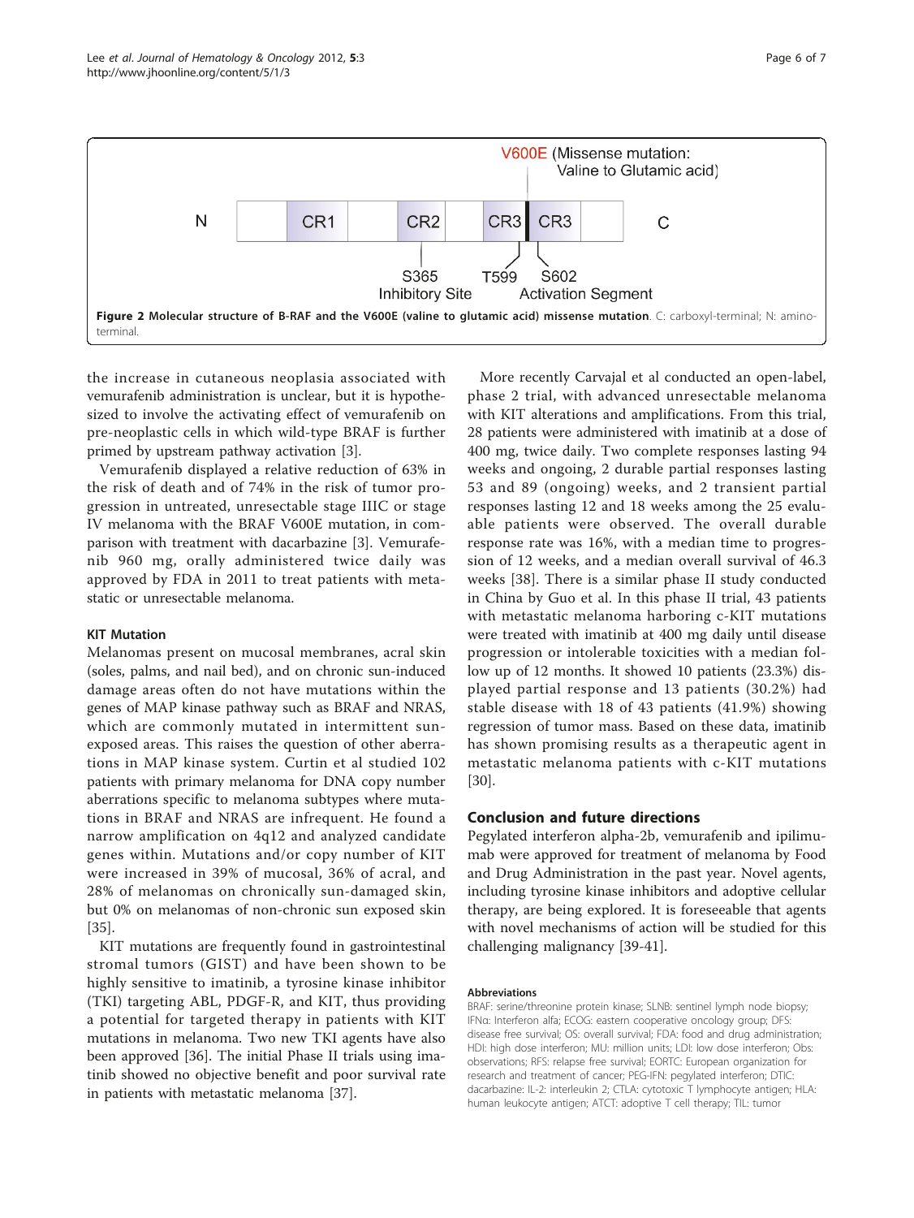**Figure 2 Molecular structure of B-RAF and the V600E (valine to glutamic acid) missense mutation**. C: carboxyl-terminal; N: amino-terminal.

the increase in cutaneous neoplasia associated with vemurafenib administration is unclear, but it is hypothesized to involve the activating effect of vemurafenib on pre-neoplastic cells in which wild-type BRAF is further primed by upstream pathway activation [3].

Vemurafenib displayed a relative reduction of 63% in the risk of death and of 74% in the risk of tumor progression in untreated, unresectable stage IIIC or stage IV melanoma with the BRAF V600E mutation, in comparison with treatment with dacarbazine [3]. Vemurafenib 960 mg, orally administered twice daily was approved by FDA in 2011 to treat patients with metastatic or unresectable melanoma.

### KIT Mutation

Melanomas present on mucosal membranes, acral skin (soles, palms, and nail bed), and on chronic sun-induced damage areas often do not have mutations within the genes of MAP kinase pathway such as BRAF and NRAS, which are commonly mutated in intermittent sun-exposed areas. This raises the question of other aberrations in MAP kinase system. Curtin et al studied 102 patients with primary melanoma for DNA copy number aberrations specific to melanoma subtypes where mutations in BRAF and NRAS are infrequent. He found a narrow amplification on 4q12 and analyzed candidate genes within. Mutations and/or copy number of KIT were increased in 39% of mucosal, 36% of acral, and 28% of melanomas on chronically sun-damaged skin, but 0% on melanomas of non-chronic sun exposed skin [35].

KIT mutations are frequently found in gastrointestinal stromal tumors (GIST) and have been shown to be highly sensitive to imatinib, a tyrosine kinase inhibitor (TKI) targeting ABL, PDGF-R, and KIT, thus providing a potential for targeted therapy in patients with KIT mutations in melanoma. Two new TKI agents have also been approved [36]. The initial Phase II trials using imatinib showed no objective benefit and poor survival rate in patients with metastatic melanoma [37].

More recently Carvajal et al conducted an open-label, phase 2 trial, with advanced unresectable melanoma with KIT alterations and amplifications. From this trial, 28 patients were administered with imatinib at a dose of 400 mg, twice daily. Two complete responses lasting 94 weeks and ongoing, 2 durable partial responses lasting 53 and 89 (ongoing) weeks, and 2 transient partial responses lasting 12 and 18 weeks among the 25 evaluable patients were observed. The overall durable response rate was 16%, with a median time to progression of 12 weeks, and a median overall survival of 46.3 weeks [38]. There is a similar phase II study conducted in China by Guo et al. In this phase II trial, 43 patients with metastatic melanoma harboring c-KIT mutations were treated with imatinib at 400 mg daily until disease progression or intolerable toxicities with a median follow up of 12 months. It showed 10 patients (23.3%) displayed partial response and 13 patients (30.2%) had stable disease with 18 of 43 patients (41.9%) showing regression of tumor mass. Based on these data, imatinib has shown promising results as a therapeutic agent in metastatic melanoma patients with c-KIT mutations [30].

## Conclusion and future directions

Pegylated interferon alpha-2b, vemurafenib and ipilimumab were approved for treatment of melanoma by Food and Drug Administration in the past year. Novel agents, including tyrosine kinase inhibitors and adoptive cellular therapy, are being explored. It is foreseeable that agents with novel mechanisms of action will be studied for this challenging malignancy [39-41].

#### Abbreviations

BRAF: serine/threonine protein kinase; SLNB: sentinel lymph node biopsy; IFNα: Interferon alfa; ECOG: eastern cooperative oncology group; DFS: disease free survival; OS: overall survival; FDA: food and drug administration; HDI: high dose interferon; MU: million units; LDI: low dose interferon; Obs: observations; RFS: relapse free survival; EORTC: European organization for research and treatment of cancer; PEG-IFN: pegylated interferon; DTIC: dacarbazine: IL-2: interleukin 2; CTLA: cytotoxic T lymphocyte antigen; HLA: human leukocyte antigen; ATCT: adoptive T cell therapy; TIL: tumor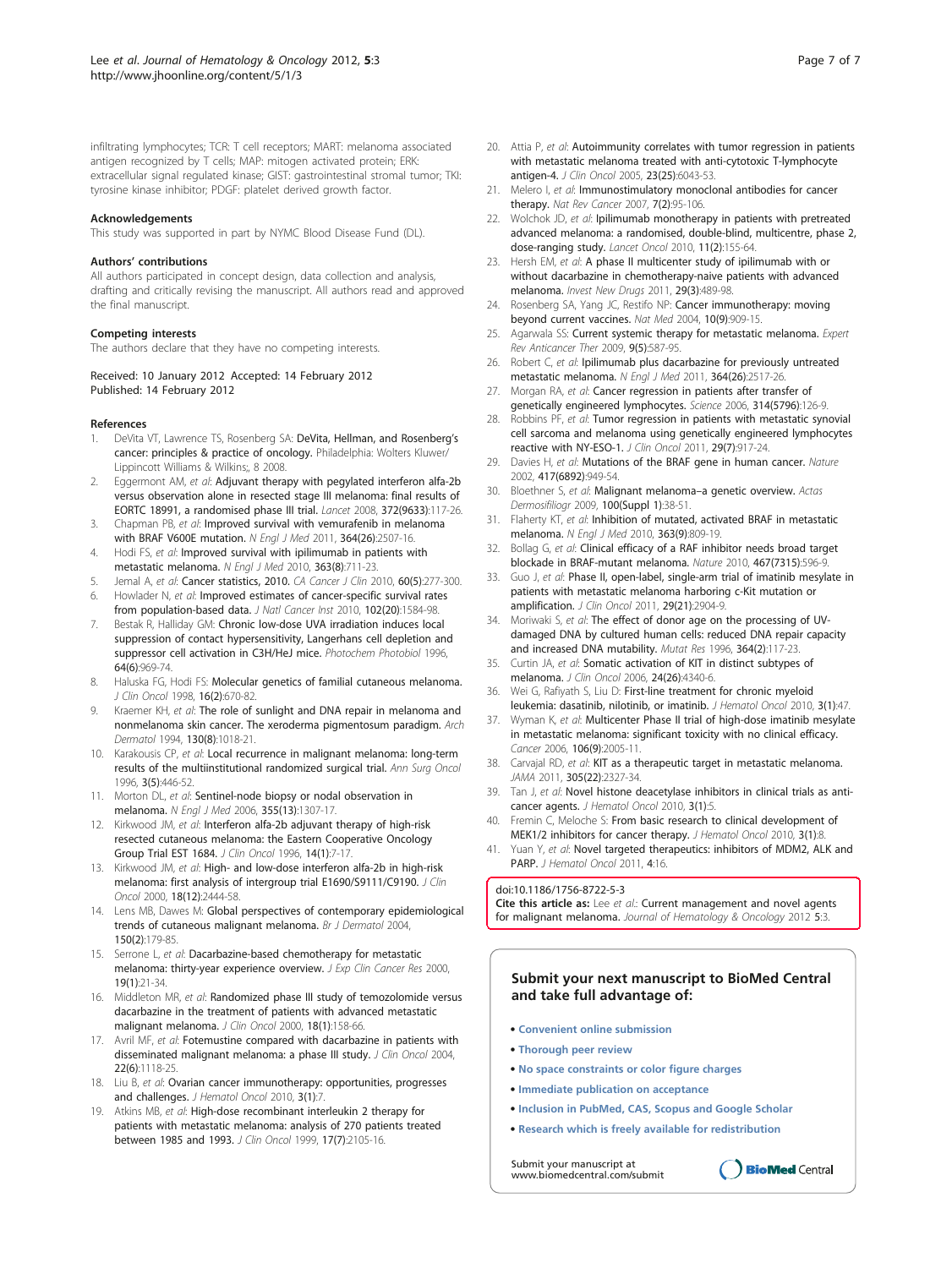infiltrating lymphocytes; TCR: T cell receptors; MART: melanoma associated antigen recognized by T cells; MAP: mitogen activated protein; ERK: extracellular signal regulated kinase; GIST: gastrointestinal stromal tumor; TKI: tyrosine kinase inhibitor; PDGF: platelet derived growth factor.

### Acknowledgements

This study was supported in part by NYMC Blood Disease Fund (DL).

### Authors' contributions

All authors participated in concept design, data collection and analysis, drafting and critically revising the manuscript. All authors read and approved the final manuscript.

### Competing interests

The authors declare that they have no competing interests.

Received: 10 January 2012 Accepted: 14 February 2012
Published: 14 February 2012

### References

1. DeVita VT, Lawrence TS, Rosenberg SA: **DeVita, Hellman, and Rosenberg's cancer: principles & practice of oncology.** Philadelphia: Wolters Kluwer/Lippincott Williams & Wilkins;, 8 2008.
2. Eggermont AM, *et al*: **Adjuvant therapy with pegylated interferon alfa-2b versus observation alone in resected stage III melanoma: final results of EORTC 18991, a randomised phase III trial.** *Lancet* 2008, **372**(9633):117-26.
3. Chapman PB, *et al*: **Improved survival with vemurafenib in melanoma with BRAF V600E mutation.** *N Engl J Med* 2011, **364**(26):2507-16.
4. Hodi FS, *et al*: **Improved survival with ipilimumab in patients with metastatic melanoma.** *N Engl J Med* 2010, **363**(8):711-23.
5. Jemal A, *et al*: **Cancer statistics, 2010.** *CA Cancer J Clin* 2010, **60**(5):277-300.
6. Howlader N, *et al*: **Improved estimates of cancer-specific survival rates from population-based data.** *J Natl Cancer Inst* 2010, **102**(20):1584-98.
7. Bestak R, Halliday GM: **Chronic low-dose UVA irradiation induces local suppression of contact hypersensitivity, Langerhans cell depletion and suppressor cell activation in C3H/HeJ mice.** *Photochem Photobiol* 1996, **64**(6):969-74.
8. Haluska FG, Hodi FS: **Molecular genetics of familial cutaneous melanoma.** *J Clin Oncol* 1998, **16**(2):670-82.
9. Kraemer KH, *et al*: **The role of sunlight and DNA repair in melanoma and nonmelanoma skin cancer. The xeroderma pigmentosum paradigm.** *Arch Dermatol* 1994, **130**(8):1018-21.
10. Karakousis CP, *et al*: **Local recurrence in malignant melanoma: long-term results of the multiinstitutional randomized surgical trial.** *Ann Surg Oncol* 1996, **3**(5):446-52.
11. Morton DL, *et al*: **Sentinel-node biopsy or nodal observation in melanoma.** *N Engl J Med* 2006, **355**(13):1307-17.
12. Kirkwood JM, *et al*: **Interferon alfa-2b adjuvant therapy of high-risk resected cutaneous melanoma: the Eastern Cooperative Oncology Group Trial EST 1684.** *J Clin Oncol* 1996, **14**(1):7-17.
13. Kirkwood JM, *et al*: **High- and low-dose interferon alfa-2b in high-risk melanoma: first analysis of intergroup trial E1690/S9111/C9190.** *J Clin Oncol* 2000, **18**(12):2444-58.
14. Lens MB, Dawes M: **Global perspectives of contemporary epidemiological trends of cutaneous malignant melanoma.** *Br J Dermatol* 2004, **150**(2):179-85.
15. Serrone L, *et al*: **Dacarbazine-based chemotherapy for metastatic melanoma: thirty-year experience overview.** *J Exp Clin Cancer Res* 2000, **19**(1):21-34.
16. Middleton MR, *et al*: **Randomized phase III study of temozolomide versus dacarbazine in the treatment of patients with advanced metastatic malignant melanoma.** *J Clin Oncol* 2000, **18**(1):158-66.
17. Avril MF, *et al*: **Fotemustine compared with dacarbazine in patients with disseminated malignant melanoma: a phase III study.** *J Clin Oncol* 2004, **22**(6):1118-25.
18. Liu B, *et al*: **Ovarian cancer immunotherapy: opportunities, progresses and challenges.** *J Hematol Oncol* 2010, **3**(1):7.
19. Atkins MB, *et al*: **High-dose recombinant interleukin 2 therapy for patients with metastatic melanoma: analysis of 270 patients treated between 1985 and 1993.** *J Clin Oncol* 1999, **17**(7):2105-16.
20. Attia P, *et al*: **Autoimmunity correlates with tumor regression in patients with metastatic melanoma treated with anti-cytotoxic T-lymphocyte antigen-4.** *J Clin Oncol* 2005, **23**(25):6043-53.
21. Melero I, *et al*: **Immunostimulatory monoclonal antibodies for cancer therapy.** *Nat Rev Cancer* 2007, **7**(2):95-106.
22. Wolchok JD, *et al*: **Ipilimumab monotherapy in patients with pretreated advanced melanoma: a randomised, double-blind, multicentre, phase 2, dose-ranging study.** *Lancet Oncol* 2010, **11**(2):155-64.
23. Hersh EM, *et al*: **A phase II multicenter study of ipilimumab with or without dacarbazine in chemotherapy-naive patients with advanced melanoma.** *Invest New Drugs* 2011, **29**(3):489-98.
24. Rosenberg SA, Yang JC, Restifo NP: **Cancer immunotherapy: moving beyond current vaccines.** *Nat Med* 2004, **10**(9):909-15.
25. Agarwala SS: **Current systemic therapy for metastatic melanoma.** *Expert Rev Anticancer Ther* 2009, **9**(5):587-95.
26. Robert C, *et al*: **Ipilimumab plus dacarbazine for previously untreated metastatic melanoma.** *N Engl J Med* 2011, **364**(26):2517-26.
27. Morgan RA, *et al*: **Cancer regression in patients after transfer of genetically engineered lymphocytes.** *Science* 2006, **314**(5796):126-9.
28. Robbins PF, *et al*: **Tumor regression in patients with metastatic synovial cell sarcoma and melanoma using genetically engineered lymphocytes reactive with NY-ESO-1.** *J Clin Oncol* 2011, **29**(7):917-24.
29. Davies H, *et al*: **Mutations of the BRAF gene in human cancer.** *Nature* 2002, **417**(6892):949-54.
30. Bloethner S, *et al*: **Malignant melanoma–a genetic overview.** *Actas Dermosifiliogr* 2009, **100**(Suppl 1):38-51.
31. Flaherty KT, *et al*: **Inhibition of mutated, activated BRAF in metastatic melanoma.** *N Engl J Med* 2010, **363**(9):809-19.
32. Bollag G, *et al*: **Clinical efficacy of a RAF inhibitor needs broad target blockade in BRAF-mutant melanoma.** *Nature* 2010, **467**(7315):596-9.
33. Guo J, *et al*: **Phase II, open-label, single-arm trial of imatinib mesylate in patients with metastatic melanoma harboring c-Kit mutation or amplification.** *J Clin Oncol* 2011, **29**(21):2904-9.
34. Moriwaki S, *et al*: **The effect of donor age on the processing of UV-damaged DNA by cultured human cells: reduced DNA repair capacity and increased DNA mutability.** *Mutat Res* 1996, **364**(2):117-23.
35. Curtin JA, *et al*: **Somatic activation of KIT in distinct subtypes of melanoma.** *J Clin Oncol* 2006, **24**(26):4340-6.
36. Wei G, Rafiyath S, Liu D: **First-line treatment for chronic myeloid leukemia: dasatinib, nilotinib, or imatinib.** *J Hematol Oncol* 2010, **3**(1):47.
37. Wyman K, *et al*: **Multicenter Phase II trial of high-dose imatinib mesylate in metastatic melanoma: significant toxicity with no clinical efficacy.** *Cancer* 2006, **106**(9):2005-11.
38. Carvajal RD, *et al*: **KIT as a therapeutic target in metastatic melanoma.** *JAMA* 2011, **305**(22):2327-34.
39. Tan J, *et al*: **Novel histone deacetylase inhibitors in clinical trials as anti-cancer agents.** *J Hematol Oncol* 2010, **3**(1):5.
40. Fremin C, Meloche S: **From basic research to clinical development of MEK1/2 inhibitors for cancer therapy.** *J Hematol Oncol* 2010, **3**(1):8.
41. Yuan Y, *et al*: **Novel targeted therapeutics: inhibitors of MDM2, ALK and PARP.** *J Hematol Oncol* 2011, **4**:16.

doi:10.1186/1756-8722-5-3
**Cite this article as:** Lee *et al.*: Current management and novel agents for malignant melanoma. *Journal of Hematology & Oncology* 2012 **5**:3.

**Submit your next manuscript to BioMed Central and take full advantage of:**

- Convenient online submission
- Thorough peer review
- No space constraints or color figure charges
- Immediate publication on acceptance
- Inclusion in PubMed, CAS, Scopus and Google Scholar
- Research which is freely available for redistribution

Submit your manuscript at
www.biomedcentral.com/submit

BioMed Central